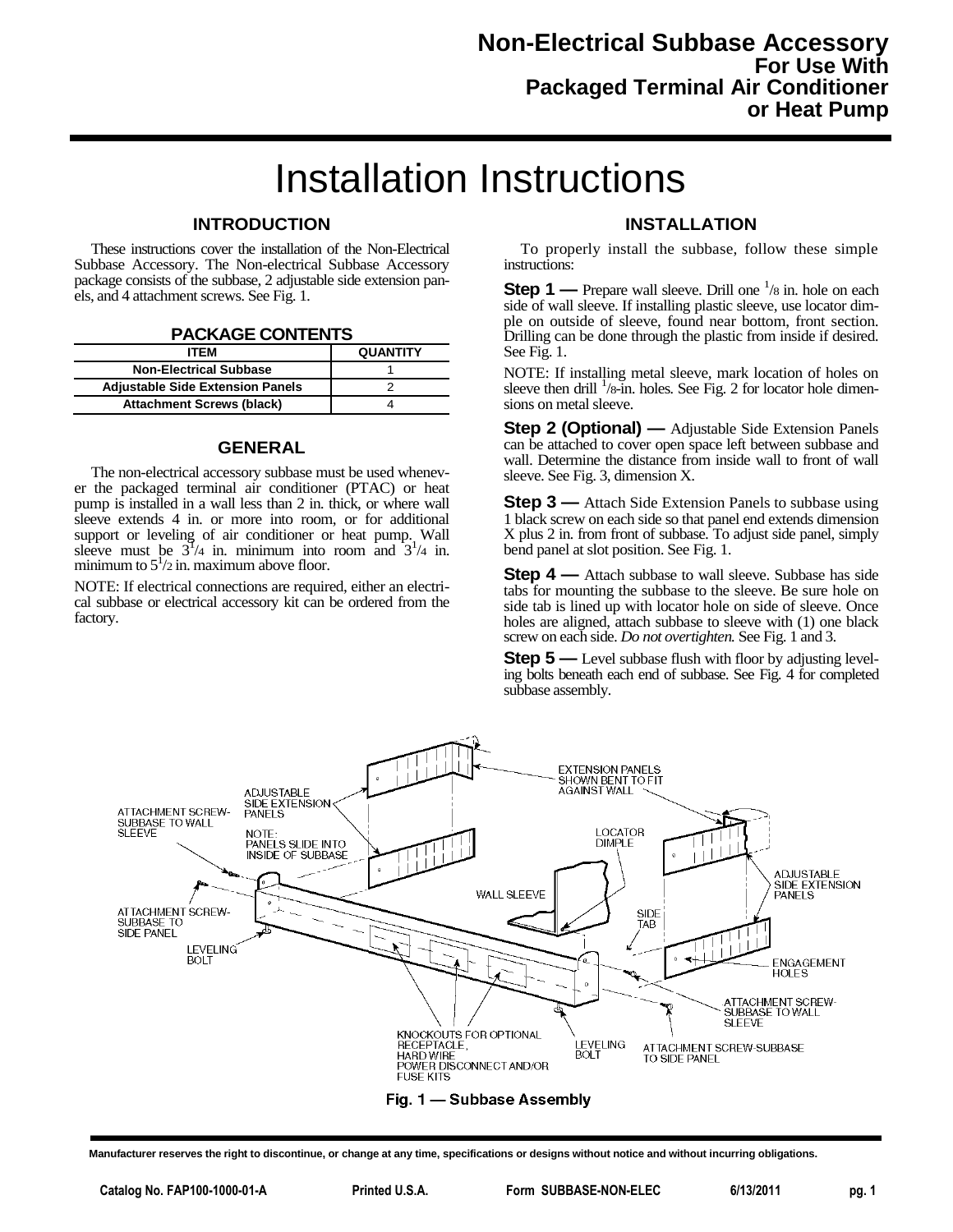# Non-Electrical Subbase Accessory
## For Use With
## Packaged Terminal Air Conditioner or Heat Pump

# Installation Instructions

## INTRODUCTION

These instructions cover the installation of the Non-Electrical Subbase Accessory. The Non-electrical Subbase Accessory package consists of the subbase, 2 adjustable side extension panels, and 4 attachment screws. See Fig. 1.

**PACKAGE CONTENTS**

| ITEM | QUANTITY |
|---|---|
| Non-Electrical Subbase | 1 |
| Adjustable Side Extension Panels | 2 |
| Attachment Screws (black) | 4 |

## GENERAL

The non-electrical accessory subbase must be used whenever the packaged terminal air conditioner (PTAC) or heat pump is installed in a wall less than 2 in. thick, or where wall sleeve extends 4 in. or more into room, or for additional support or leveling of air conditioner or heat pump. Wall sleeve must be $3^1/4$ in. minimum into room and $3^1/4$ in. minimum to $5^1/2$ in. maximum above floor.

NOTE: If electrical connections are required, either an electrical subbase or electrical accessory kit can be ordered from the factory.

## INSTALLATION

To properly install the subbase, follow these simple instructions:

**Step 1 —** Prepare wall sleeve. Drill one $^1/8$ in. hole on each side of wall sleeve. If installing plastic sleeve, use locator dimple on outside of sleeve, found near bottom, front section. Drilling can be done through the plastic from inside if desired. See Fig. 1.

NOTE: If installing metal sleeve, mark location of holes on sleeve then drill $^1/8$-in. holes. See Fig. 2 for locator hole dimensions on metal sleeve.

**Step 2 (Optional) —** Adjustable Side Extension Panels can be attached to cover open space left between subbase and wall. Determine the distance from inside wall to front of wall sleeve. See Fig. 3, dimension X.

**Step 3 —** Attach Side Extension Panels to subbase using 1 black screw on each side so that panel end extends dimension X plus 2 in. from front of subbase. To adjust side panel, simply bend panel at slot position. See Fig. 1.

**Step 4 —** Attach subbase to wall sleeve. Subbase has side tabs for mounting the subbase to the sleeve. Be sure hole on side tab is lined up with locator hole on side of sleeve. Once holes are aligned, attach subbase to sleeve with (1) one black screw on each side. *Do not overtighten.* See Fig. 1 and 3.

**Step 5 —** Level subbase flush with floor by adjusting leveling bolts beneath each end of subbase. See Fig. 4 for completed subbase assembly.

Fig. 1 — Subbase Assembly

Manufacturer reserves the right to discontinue, or change at any time, specifications or designs without notice and without incurring obligations.

Catalog No. FAP100-1000-01-A Printed U.S.A. Form SUBBASE-NON-ELEC 6/13/2011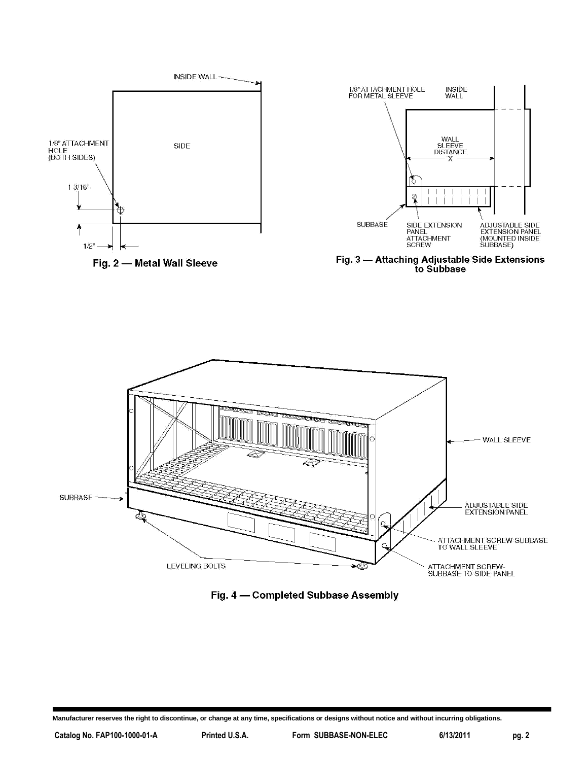INSIDE WALL

1/8" ATTACHMENT HOLE (BOTH SIDES)

SIDE

1 3/16"

1/2"

**Fig. 2 — Metal Wall Sleeve**

1/8" ATTACHMENT HOLE FOR METAL SLEEVE

INSIDE WALL

WALL SLEEVE DISTANCE X

SUBBASE

SIDE EXTENSION PANEL ATTACHMENT SCREW

ADJUSTABLE SIDE EXTENSION PANEL (MOUNTED INSIDE SUBBASE)

**Fig. 3 — Attaching Adjustable Side Extensions to Subbase**

WALL SLEEVE

SUBBASE

ADJUSTABLE SIDE EXTENSION PANEL

ATTACHMENT SCREW-SUBBASE TO WALL SLEEVE

LEVELING BOLTS

ATTACHMENT SCREW-SUBBASE TO SIDE PANEL

**Fig. 4 — Completed Subbase Assembly**

**Manufacturer reserves the right to discontinue, or change at any time, specifications or designs without notice and without incurring obligations.**

**Catalog No. FAP100-1000-01-A** **Printed U.S.A.** **Form SUBBASE-NON-ELEC** **6/13/2011**